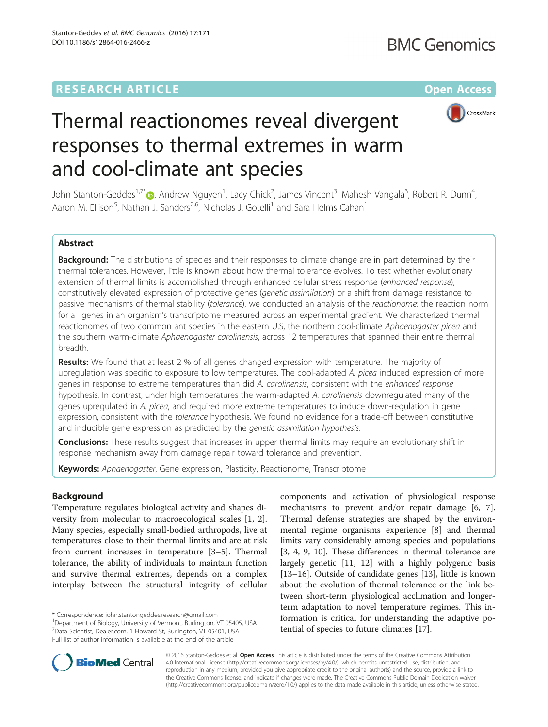RESEARCH ARTICLE

Open Access

# Thermal reactionomes reveal divergent responses to thermal extremes in warm and cool-climate ant species

John Stanton-Geddes[1,7*], Andrew Nguyen[1], Lacy Chick[2], James Vincent[3], Mahesh Vangala[3], Robert R. Dunn[4], Aaron M. Ellison[5], Nathan J. Sanders[2,6], Nicholas J. Gotelli[1] and Sara Helms Cahan[1]

## Abstract

**Background:** The distributions of species and their responses to climate change are in part determined by their thermal tolerances. However, little is known about how thermal tolerance evolves. To test whether evolutionary extension of thermal limits is accomplished through enhanced cellular stress response (*enhanced response*), constitutively elevated expression of protective genes (*genetic assimilation*) or a shift from damage resistance to passive mechanisms of thermal stability (*tolerance*), we conducted an analysis of the *reactionome*: the reaction norm for all genes in an organism's transcriptome measured across an experimental gradient. We characterized thermal reactionomes of two common ant species in the eastern U.S, the northern cool-climate *Aphaenogaster picea* and the southern warm-climate *Aphaenogaster carolinensis*, across 12 temperatures that spanned their entire thermal breadth.

**Results:** We found that at least 2 % of all genes changed expression with temperature. The majority of upregulation was specific to exposure to low temperatures. The cool-adapted *A. picea* induced expression of more genes in response to extreme temperatures than did *A. carolinensis*, consistent with the *enhanced response* hypothesis. In contrast, under high temperatures the warm-adapted *A. carolinensis* downregulated many of the genes upregulated in *A. picea*, and required more extreme temperatures to induce down-regulation in gene expression, consistent with the *tolerance* hypothesis. We found no evidence for a trade-off between constitutive and inducible gene expression as predicted by the *genetic assimilation hypothesis*.

**Conclusions:** These results suggest that increases in upper thermal limits may require an evolutionary shift in response mechanism away from damage repair toward tolerance and prevention.

**Keywords:** *Aphaenogaster*, Gene expression, Plasticity, Reactionome, Transcriptome

## Background

Temperature regulates biological activity and shapes diversity from molecular to macroecological scales [1, 2]. Many species, especially small-bodied arthropods, live at temperatures close to their thermal limits and are at risk from current increases in temperature [3–5]. Thermal tolerance, the ability of individuals to maintain function and survive thermal extremes, depends on a complex interplay between the structural integrity of cellular components and activation of physiological response mechanisms to prevent and/or repair damage [6, 7]. Thermal defense strategies are shaped by the environmental regime organisms experience [8] and thermal limits vary considerably among species and populations [3, 4, 9, 10]. These differences in thermal tolerance are largely genetic [11, 12] with a highly polygenic basis [13–16]. Outside of candidate genes [13], little is known about the evolution of thermal tolerance or the link between short-term physiological acclimation and longer-term adaptation to novel temperature regimes. This information is critical for understanding the adaptive potential of species to future climates [17].

\* Correspondence: john.stantongeddes.research@gmail.com
[1]Department of Biology, University of Vermont, Burlington, VT 05405, USA
[7]Data Scientist, Dealer.com, 1 Howard St, Burlington, VT 05401, USA
Full list of author information is available at the end of the article

© 2016 Stanton-Geddes et al. **Open Access** This article is distributed under the terms of the Creative Commons Attribution 4.0 International License (http://creativecommons.org/licenses/by/4.0/), which permits unrestricted use, distribution, and reproduction in any medium, provided you give appropriate credit to the original author(s) and the source, provide a link to the Creative Commons license, and indicate if changes were made. The Creative Commons Public Domain Dedication waiver (http://creativecommons.org/publicdomain/zero/1.0/) applies to the data made available in this article, unless otherwise stated.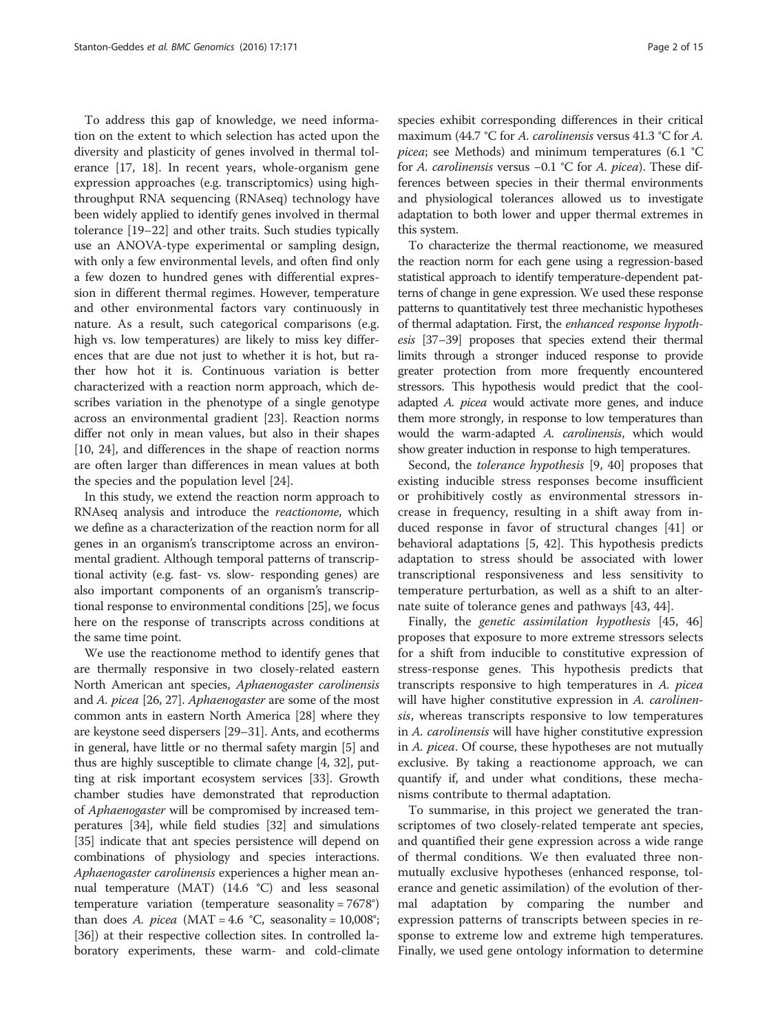To address this gap of knowledge, we need information on the extent to which selection has acted upon the diversity and plasticity of genes involved in thermal tolerance [17, 18]. In recent years, whole-organism gene expression approaches (e.g. transcriptomics) using high-throughput RNA sequencing (RNAseq) technology have been widely applied to identify genes involved in thermal tolerance [19–22] and other traits. Such studies typically use an ANOVA-type experimental or sampling design, with only a few environmental levels, and often find only a few dozen to hundred genes with differential expression in different thermal regimes. However, temperature and other environmental factors vary continuously in nature. As a result, such categorical comparisons (e.g. high vs. low temperatures) are likely to miss key differences that are due not just to whether it is hot, but rather how hot it is. Continuous variation is better characterized with a reaction norm approach, which describes variation in the phenotype of a single genotype across an environmental gradient [23]. Reaction norms differ not only in mean values, but also in their shapes [10, 24], and differences in the shape of reaction norms are often larger than differences in mean values at both the species and the population level [24].

In this study, we extend the reaction norm approach to RNAseq analysis and introduce the *reactionome*, which we define as a characterization of the reaction norm for all genes in an organism's transcriptome across an environmental gradient. Although temporal patterns of transcriptional activity (e.g. fast- vs. slow- responding genes) are also important components of an organism's transcriptional response to environmental conditions [25], we focus here on the response of transcripts across conditions at the same time point.

We use the reactionome method to identify genes that are thermally responsive in two closely-related eastern North American ant species, *Aphaenogaster carolinensis* and *A. picea* [26, 27]. *Aphaenogaster* are some of the most common ants in eastern North America [28] where they are keystone seed dispersers [29–31]. Ants, and ecotherms in general, have little or no thermal safety margin [5] and thus are highly susceptible to climate change [4, 32], putting at risk important ecosystem services [33]. Growth chamber studies have demonstrated that reproduction of *Aphaenogaster* will be compromised by increased temperatures [34], while field studies [32] and simulations [35] indicate that ant species persistence will depend on combinations of physiology and species interactions. *Aphaenogaster carolinensis* experiences a higher mean annual temperature (MAT) (14.6 °C) and less seasonal temperature variation (temperature seasonality = 7678°) than does *A. picea* (MAT = 4.6 °C, seasonality = 10,008°; [36]) at their respective collection sites. In controlled laboratory experiments, these warm- and cold-climate species exhibit corresponding differences in their critical maximum (44.7 °C for *A. carolinensis* versus 41.3 °C for *A. picea*; see Methods) and minimum temperatures (6.1 °C for *A. carolinensis* versus −0.1 °C for *A. picea*). These differences between species in their thermal environments and physiological tolerances allowed us to investigate adaptation to both lower and upper thermal extremes in this system.

To characterize the thermal reactionome, we measured the reaction norm for each gene using a regression-based statistical approach to identify temperature-dependent patterns of change in gene expression. We used these response patterns to quantitatively test three mechanistic hypotheses of thermal adaptation. First, the *enhanced response hypothesis* [37–39] proposes that species extend their thermal limits through a stronger induced response to provide greater protection from more frequently encountered stressors. This hypothesis would predict that the cool-adapted *A. picea* would activate more genes, and induce them more strongly, in response to low temperatures than would the warm-adapted *A. carolinensis*, which would show greater induction in response to high temperatures.

Second, the *tolerance hypothesis* [9, 40] proposes that existing inducible stress responses become insufficient or prohibitively costly as environmental stressors increase in frequency, resulting in a shift away from induced response in favor of structural changes [41] or behavioral adaptations [5, 42]. This hypothesis predicts adaptation to stress should be associated with lower transcriptional responsiveness and less sensitivity to temperature perturbation, as well as a shift to an alternate suite of tolerance genes and pathways [43, 44].

Finally, the *genetic assimilation hypothesis* [45, 46] proposes that exposure to more extreme stressors selects for a shift from inducible to constitutive expression of stress-response genes. This hypothesis predicts that transcripts responsive to high temperatures in *A. picea* will have higher constitutive expression in *A. carolinensis*, whereas transcripts responsive to low temperatures in *A. carolinensis* will have higher constitutive expression in *A. picea*. Of course, these hypotheses are not mutually exclusive. By taking a reactionome approach, we can quantify if, and under what conditions, these mechanisms contribute to thermal adaptation.

To summarise, in this project we generated the transcriptomes of two closely-related temperate ant species, and quantified their gene expression across a wide range of thermal conditions. We then evaluated three non-mutually exclusive hypotheses (enhanced response, tolerance and genetic assimilation) of the evolution of thermal adaptation by comparing the number and expression patterns of transcripts between species in response to extreme low and extreme high temperatures. Finally, we used gene ontology information to determine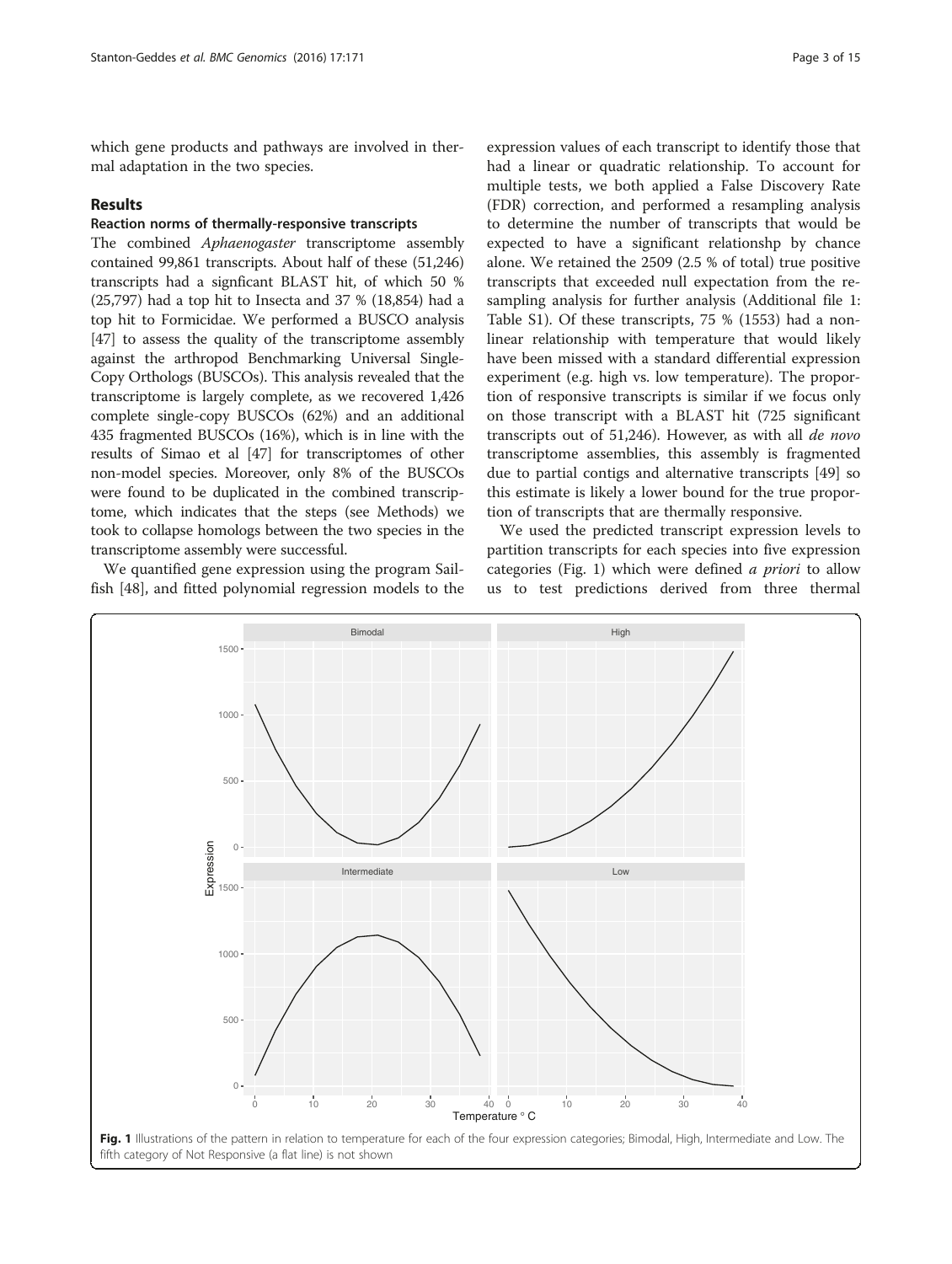which gene products and pathways are involved in thermal adaptation in the two species.

## Results

### Reaction norms of thermally-responsive transcripts

The combined *Aphaenogaster* transcriptome assembly contained 99,861 transcripts. About half of these (51,246) transcripts had a signficant BLAST hit, of which 50 % (25,797) had a top hit to Insecta and 37 % (18,854) had a top hit to Formicidae. We performed a BUSCO analysis [47] to assess the quality of the transcriptome assembly against the arthropod Benchmarking Universal Single-Copy Orthologs (BUSCOs). This analysis revealed that the transcriptome is largely complete, as we recovered 1,426 complete single-copy BUSCOs (62%) and an additional 435 fragmented BUSCOs (16%), which is in line with the results of Simao et al [47] for transcriptomes of other non-model species. Moreover, only 8% of the BUSCOs were found to be duplicated in the combined transcriptome, which indicates that the steps (see Methods) we took to collapse homologs between the two species in the transcriptome assembly were successful.

We quantified gene expression using the program Sailfish [48], and fitted polynomial regression models to the expression values of each transcript to identify those that had a linear or quadratic relationship. To account for multiple tests, we both applied a False Discovery Rate (FDR) correction, and performed a resampling analysis to determine the number of transcripts that would be expected to have a significant relationshp by chance alone. We retained the 2509 (2.5 % of total) true positive transcripts that exceeded null expectation from the resampling analysis for further analysis (Additional file 1: Table S1). Of these transcripts, 75 % (1553) had a nonlinear relationship with temperature that would likely have been missed with a standard differential expression experiment (e.g. high vs. low temperature). The proportion of responsive transcripts is similar if we focus only on those transcript with a BLAST hit (725 significant transcripts out of 51,246). However, as with all *de novo* transcriptome assemblies, this assembly is fragmented due to partial contigs and alternative transcripts [49] so this estimate is likely a lower bound for the true proportion of transcripts that are thermally responsive.

We used the predicted transcript expression levels to partition transcripts for each species into five expression categories (Fig. 1) which were defined *a priori* to allow us to test predictions derived from three thermal

**Fig. 1** Illustrations of the pattern in relation to temperature for each of the four expression categories; Bimodal, High, Intermediate and Low. The fifth category of Not Responsive (a flat line) is not shown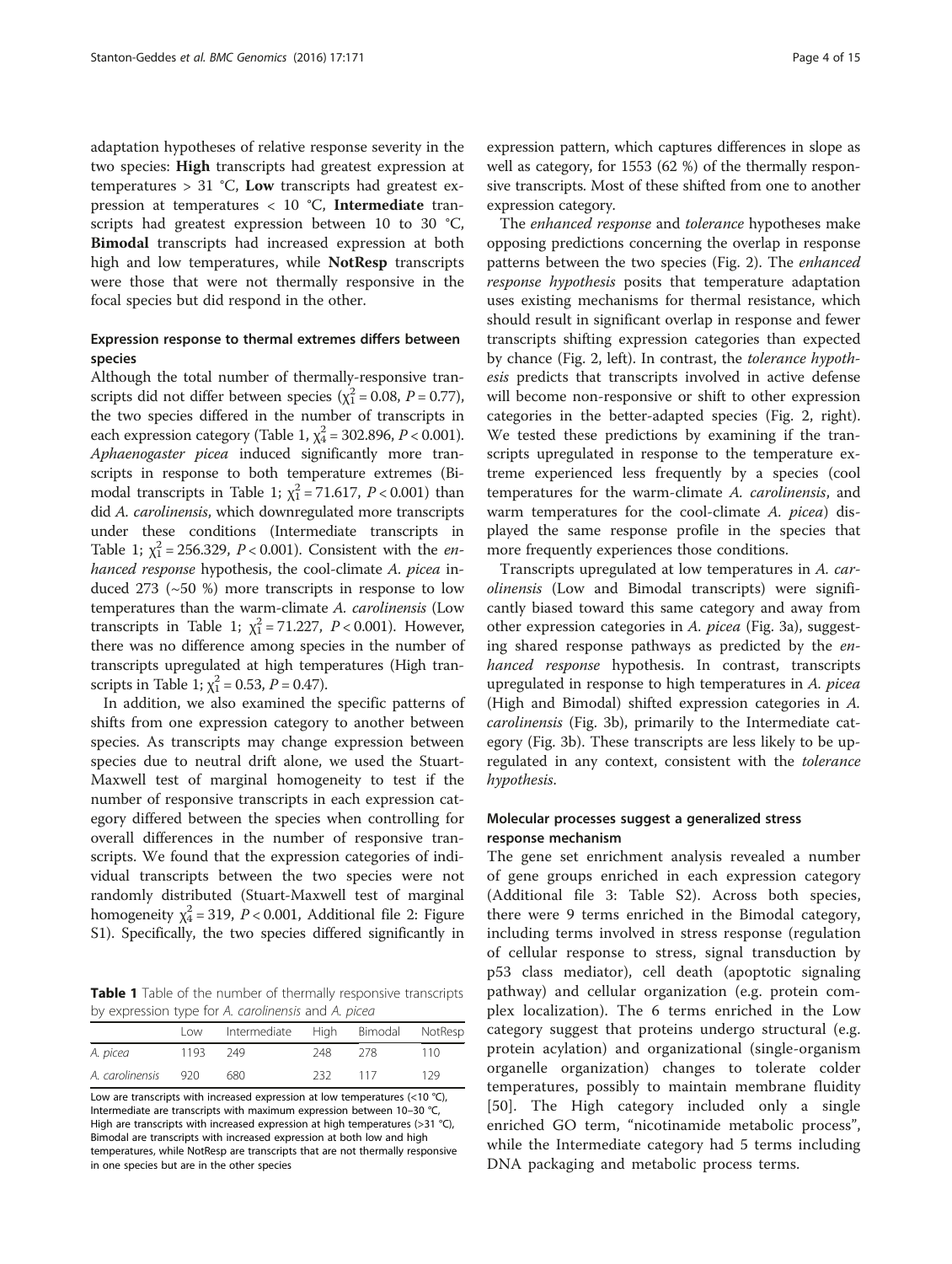adaptation hypotheses of relative response severity in the two species: **High** transcripts had greatest expression at temperatures > 31 °C, **Low** transcripts had greatest expression at temperatures < 10 °C, **Intermediate** transcripts had greatest expression between 10 to 30 °C, **Bimodal** transcripts had increased expression at both high and low temperatures, while **NotResp** transcripts were those that were not thermally responsive in the focal species but did respond in the other.

### Expression response to thermal extremes differs between species

Although the total number of thermally-responsive transcripts did not differ between species ($\chi^2_1 = 0.08$, $P = 0.77$), the two species differed in the number of transcripts in each expression category (Table 1, $\chi^2_4 = 302.896$, $P < 0.001$). *Aphaenogaster picea* induced significantly more transcripts in response to both temperature extremes (Bimodal transcripts in Table 1; $\chi^2_1 = 71.617$, $P < 0.001$) than did *A. carolinensis*, which downregulated more transcripts under these conditions (Intermediate transcripts in Table 1; $\chi^2_1 = 256.329$, $P < 0.001$). Consistent with the *enhanced response* hypothesis, the cool-climate *A. picea* induced 273 (~50 %) more transcripts in response to low temperatures than the warm-climate *A. carolinensis* (Low transcripts in Table 1; $\chi^2_1 = 71.227$, $P < 0.001$). However, there was no difference among species in the number of transcripts upregulated at high temperatures (High transcripts in Table 1; $\chi^2_1 = 0.53$, $P = 0.47$).

In addition, we also examined the specific patterns of shifts from one expression category to another between species. As transcripts may change expression between species due to neutral drift alone, we used the Stuart-Maxwell test of marginal homogeneity to test if the number of responsive transcripts in each expression category differed between the species when controlling for overall differences in the number of responsive transcripts. We found that the expression categories of individual transcripts between the two species were not randomly distributed (Stuart-Maxwell test of marginal homogeneity $\chi^2_4 = 319$, $P < 0.001$, Additional file 2: Figure S1). Specifically, the two species differed significantly in expression pattern, which captures differences in slope as well as category, for 1553 (62 %) of the thermally responsive transcripts. Most of these shifted from one to another expression category.

The *enhanced response* and *tolerance* hypotheses make opposing predictions concerning the overlap in response patterns between the two species (Fig. 2). The *enhanced response hypothesis* posits that temperature adaptation uses existing mechanisms for thermal resistance, which should result in significant overlap in response and fewer transcripts shifting expression categories than expected by chance (Fig. 2, left). In contrast, the *tolerance hypothesis* predicts that transcripts involved in active defense will become non-responsive or shift to other expression categories in the better-adapted species (Fig. 2, right). We tested these predictions by examining if the transcripts upregulated in response to the temperature extreme experienced less frequently by a species (cool temperatures for the warm-climate *A. carolinensis*, and warm temperatures for the cool-climate *A. picea*) displayed the same response profile in the species that more frequently experiences those conditions.

Transcripts upregulated at low temperatures in *A. carolinensis* (Low and Bimodal transcripts) were significantly biased toward this same category and away from other expression categories in *A. picea* (Fig. 3a), suggesting shared response pathways as predicted by the *enhanced response* hypothesis. In contrast, transcripts upregulated in response to high temperatures in *A. picea* (High and Bimodal) shifted expression categories in *A. carolinensis* (Fig. 3b), primarily to the Intermediate category (Fig. 3b). These transcripts are less likely to be upregulated in any context, consistent with the *tolerance hypothesis*.

### Molecular processes suggest a generalized stress response mechanism

The gene set enrichment analysis revealed a number of gene groups enriched in each expression category (Additional file 3: Table S2). Across both species, there were 9 terms enriched in the Bimodal category, including terms involved in stress response (regulation of cellular response to stress, signal transduction by p53 class mediator), cell death (apoptotic signaling pathway) and cellular organization (e.g. protein complex localization). The 6 terms enriched in the Low category suggest that proteins undergo structural (e.g. protein acylation) and organizational (single-organism organelle organization) changes to tolerate colder temperatures, possibly to maintain membrane fluidity [50]. The High category included only a single enriched GO term, "nicotinamide metabolic process", while the Intermediate category had 5 terms including DNA packaging and metabolic process terms.

**Table 1** Table of the number of thermally responsive transcripts by expression type for *A. carolinensis* and *A. picea*

| | Low | Intermediate | High | Bimodal | NotResp |
|---|---|---|---|---|---|
| *A. picea* | 1193 | 249 | 248 | 278 | 110 |
| *A. carolinensis* | 920 | 680 | 232 | 117 | 129 |

Low are transcripts with increased expression at low temperatures (<10 °C), Intermediate are transcripts with maximum expression between 10–30 °C, High are transcripts with increased expression at high temperatures (>31 °C), Bimodal are transcripts with increased expression at both low and high temperatures, while NotResp are transcripts that are not thermally responsive in one species but are in the other species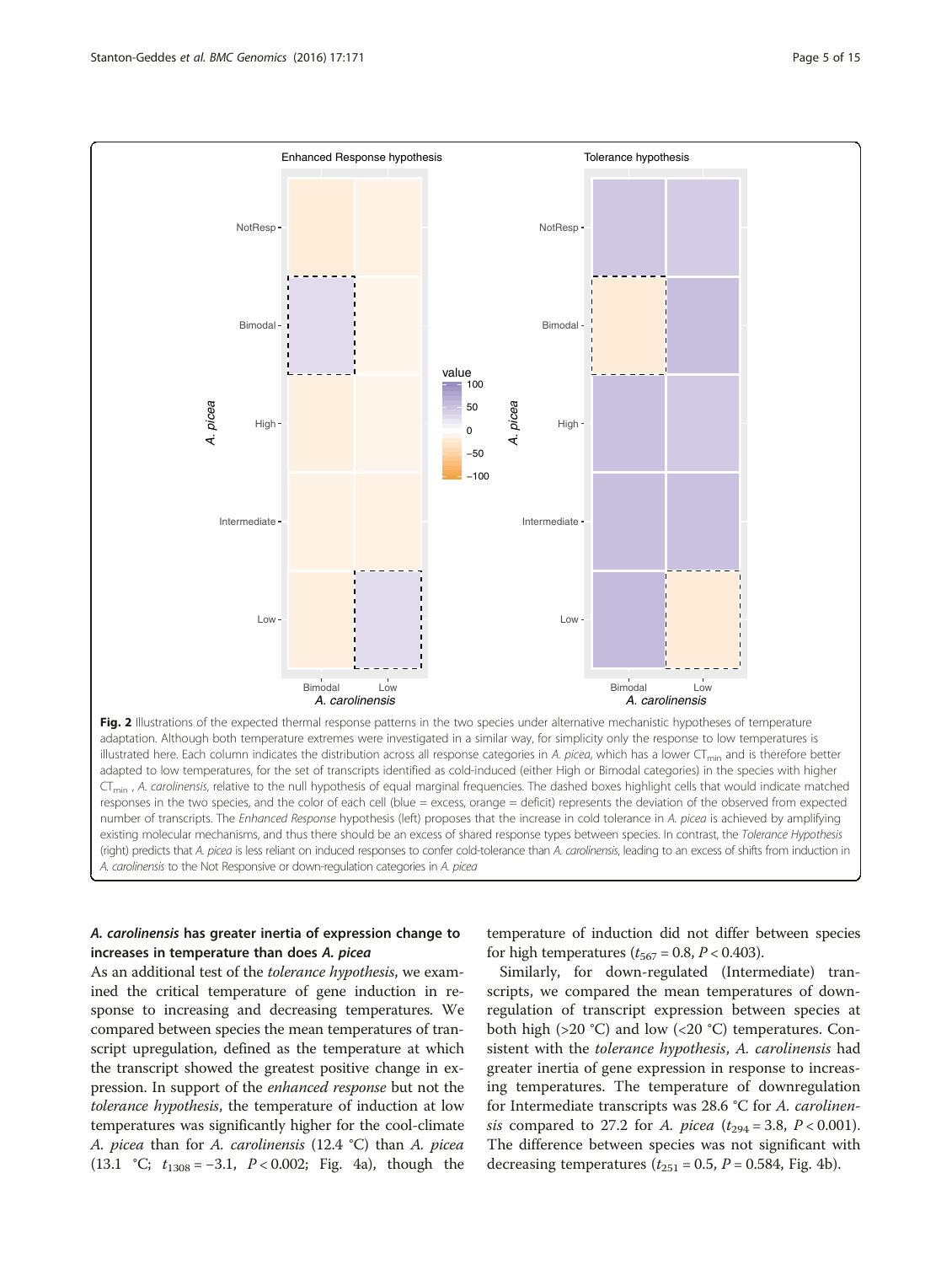**Fig. 2** Illustrations of the expected thermal response patterns in the two species under alternative mechanistic hypotheses of temperature adaptation. Although both temperature extremes were investigated in a similar way, for simplicity only the response to low temperatures is illustrated here. Each column indicates the distribution across all response categories in *A. picea*, which has a lower $CT_{min}$ and is therefore better adapted to low temperatures, for the set of transcripts identified as cold-induced (either High or Bimodal categories) in the species with higher $CT_{min}$, *A. carolinensis*, relative to the null hypothesis of equal marginal frequencies. The dashed boxes highlight cells that would indicate matched responses in the two species, and the color of each cell (blue = excess, orange = deficit) represents the deviation of the observed from expected number of transcripts. The *Enhanced Response* hypothesis (left) proposes that the increase in cold tolerance in *A. picea* is achieved by amplifying existing molecular mechanisms, and thus there should be an excess of shared response types between species. In contrast, the *Tolerance Hypothesis* (right) predicts that *A. picea* is less reliant on induced responses to confer cold-tolerance than *A. carolinensis*, leading to an excess of shifts from induction in *A. carolinensis* to the Not Responsive or down-regulation categories in *A. picea*

### *A. carolinensis* has greater inertia of expression change to increases in temperature than does *A. picea*

As an additional test of the *tolerance hypothesis*, we examined the critical temperature of gene induction in response to increasing and decreasing temperatures. We compared between species the mean temperatures of transcript upregulation, defined as the temperature at which the transcript showed the greatest positive change in expression. In support of the *enhanced response* but not the *tolerance hypothesis*, the temperature of induction at low temperatures was significantly higher for the cool-climate *A. picea* than for *A. carolinensis* (12.4 °C) than *A. picea* (13.1 °C; $t_{1308} = -3.1$, $P < 0.002$; Fig. 4a), though the temperature of induction did not differ between species for high temperatures ($t_{567} = 0.8$, $P < 0.403$).

Similarly, for down-regulated (Intermediate) transcripts, we compared the mean temperatures of downregulation of transcript expression between species at both high (>20 °C) and low (<20 °C) temperatures. Consistent with the *tolerance hypothesis*, *A. carolinensis* had greater inertia of gene expression in response to increasing temperatures. The temperature of downregulation for Intermediate transcripts was 28.6 °C for *A. carolinensis* compared to 27.2 for *A. picea* ($t_{294} = 3.8$, $P < 0.001$). The difference between species was not significant with decreasing temperatures ($t_{251} = 0.5$, $P = 0.584$, Fig. 4b).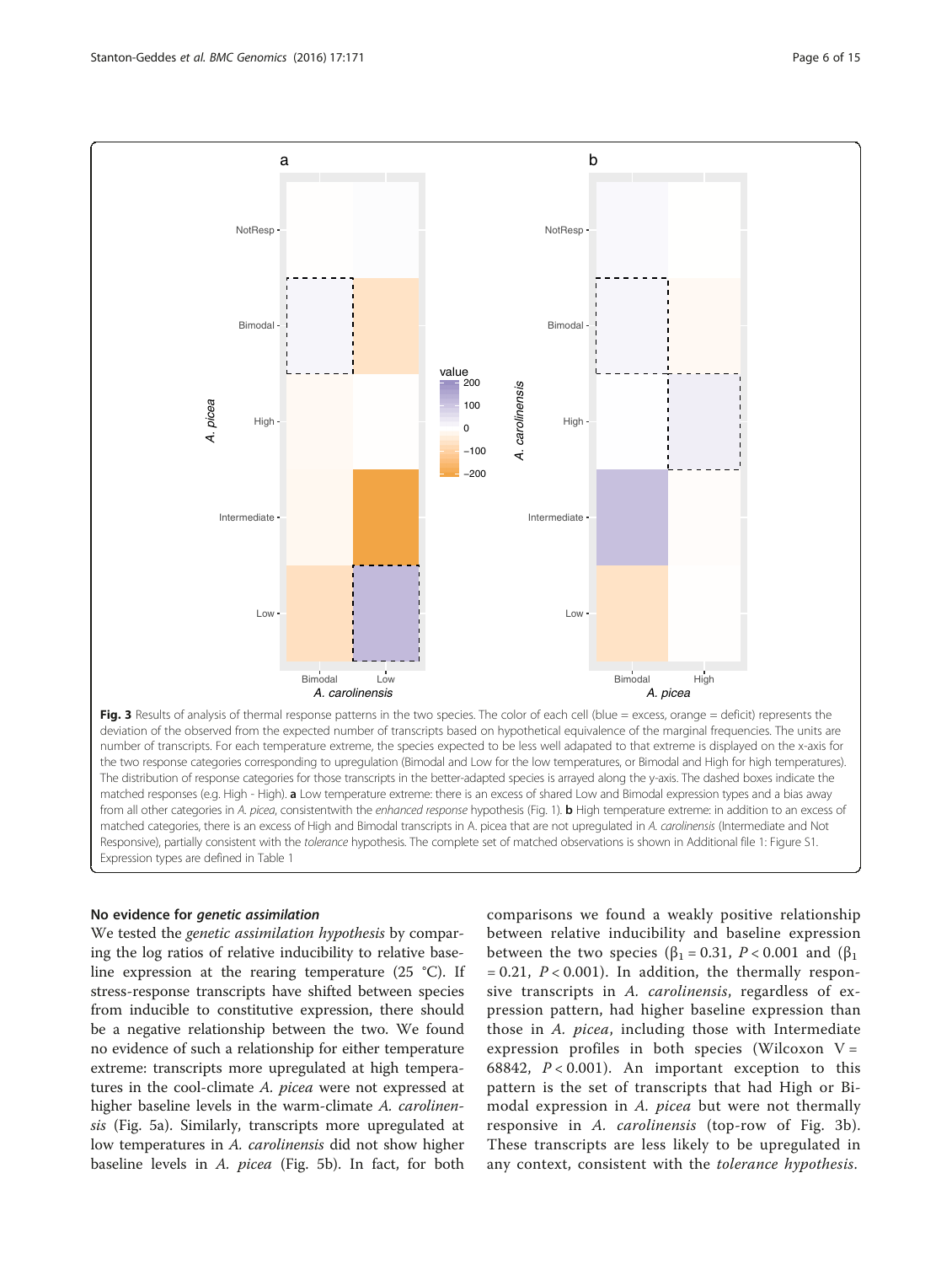**Fig. 3** Results of analysis of thermal response patterns in the two species. The color of each cell (blue = excess, orange = deficit) represents the deviation of the observed from the expected number of transcripts based on hypothetical equivalence of the marginal frequencies. The units are number of transcripts. For each temperature extreme, the species expected to be less well adapated to that extreme is displayed on the x-axis for the two response categories corresponding to upregulation (Bimodal and Low for the low temperatures, or Bimodal and High for high temperatures). The distribution of response categories for those transcripts in the better-adapted species is arrayed along the y-axis. The dashed boxes indicate the matched responses (e.g. High - High). **a** Low temperature extreme: there is an excess of shared Low and Bimodal expression types and a bias away from all other categories in *A. picea*, consistentwith the *enhanced response* hypothesis (Fig. 1). **b** High temperature extreme: in addition to an excess of matched categories, there is an excess of High and Bimodal transcripts in A. picea that are not upregulated in *A. carolinensis* (Intermediate and Not Responsive), partially consistent with the *tolerance* hypothesis. The complete set of matched observations is shown in Additional file 1: Figure S1. Expression types are defined in Table 1

### No evidence for *genetic assimilation*

We tested the *genetic assimilation hypothesis* by comparing the log ratios of relative inducibility to relative baseline expression at the rearing temperature (25 °C). If stress-response transcripts have shifted between species from inducible to constitutive expression, there should be a negative relationship between the two. We found no evidence of such a relationship for either temperature extreme: transcripts more upregulated at high temperatures in the cool-climate *A. picea* were not expressed at higher baseline levels in the warm-climate *A. carolinensis* (Fig. 5a). Similarly, transcripts more upregulated at low temperatures in *A. carolinensis* did not show higher baseline levels in *A. picea* (Fig. 5b). In fact, for both comparisons we found a weakly positive relationship between relative inducibility and baseline expression between the two species ($\beta_1 = 0.31$, $P < 0.001$ and ($\beta_1 = 0.21$, $P < 0.001$). In addition, the thermally responsive transcripts in *A. carolinensis*, regardless of expression pattern, had higher baseline expression than those in *A. picea*, including those with Intermediate expression profiles in both species (Wilcoxon $V = 68842$, $P < 0.001$). An important exception to this pattern is the set of transcripts that had High or Bimodal expression in *A. picea* but were not thermally responsive in *A. carolinensis* (top-row of Fig. 3b). These transcripts are less likely to be upregulated in any context, consistent with the *tolerance hypothesis*.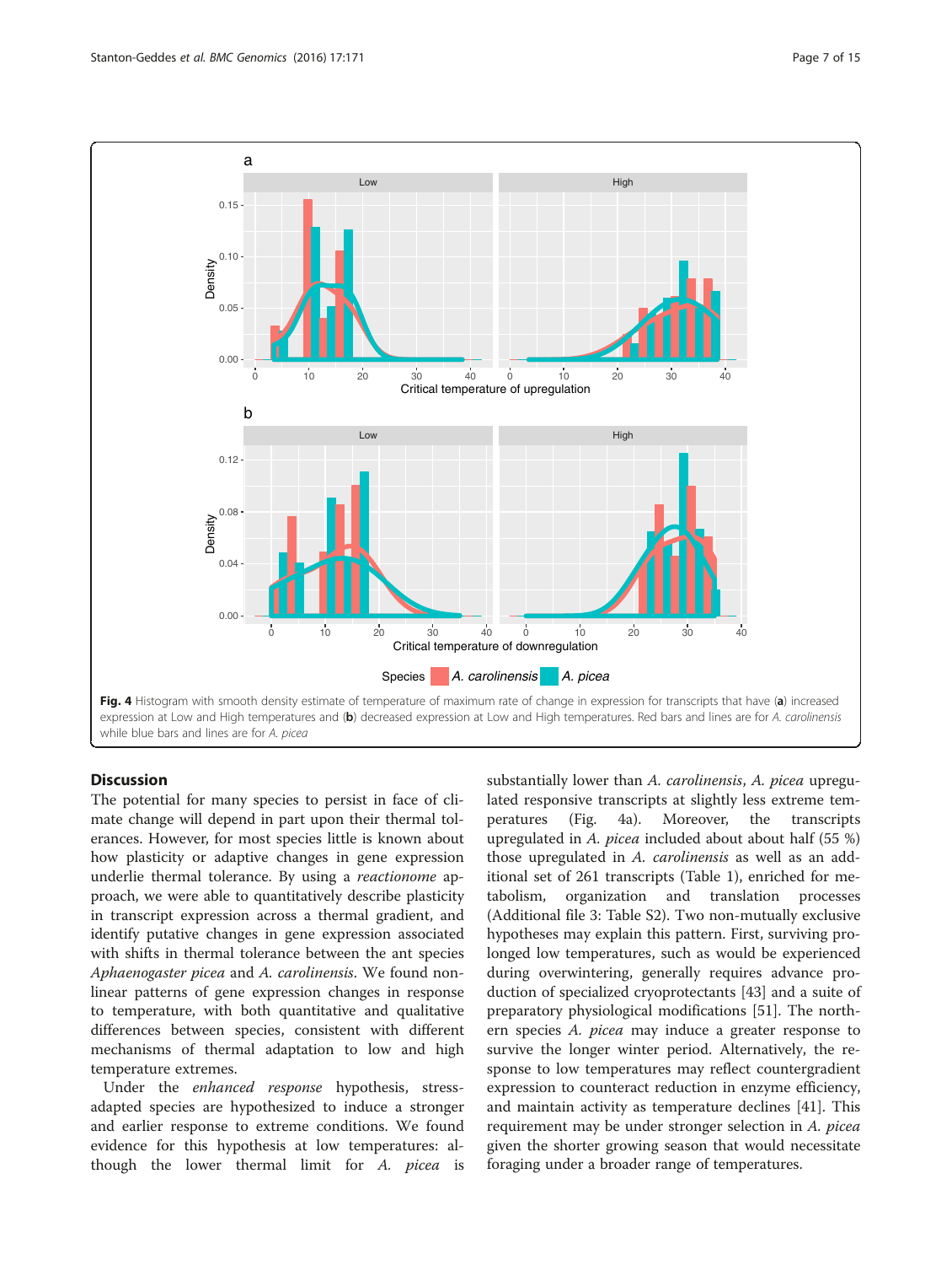Fig. 4 Histogram with smooth density estimate of temperature of maximum rate of change in expression for transcripts that have (**a**) increased expression at Low and High temperatures and (**b**) decreased expression at Low and High temperatures. Red bars and lines are for *A. carolinensis* while blue bars and lines are for *A. picea*

## Discussion

The potential for many species to persist in face of climate change will depend in part upon their thermal tolerances. However, for most species little is known about how plasticity or adaptive changes in gene expression underlie thermal tolerance. By using a *reactionome* approach, we were able to quantitatively describe plasticity in transcript expression across a thermal gradient, and identify putative changes in gene expression associated with shifts in thermal tolerance between the ant species *Aphaenogaster picea* and *A. carolinensis*. We found non-linear patterns of gene expression changes in response to temperature, with both quantitative and qualitative differences between species, consistent with different mechanisms of thermal adaptation to low and high temperature extremes.

Under the *enhanced response* hypothesis, stress-adapted species are hypothesized to induce a stronger and earlier response to extreme conditions. We found evidence for this hypothesis at low temperatures: although the lower thermal limit for *A. picea* is substantially lower than *A. carolinensis*, *A. picea* upregulated responsive transcripts at slightly less extreme temperatures (Fig. 4a). Moreover, the transcripts upregulated in *A. picea* included about about half (55 %) those upregulated in *A. carolinensis* as well as an additional set of 261 transcripts (Table 1), enriched for metabolism, organization and translation processes (Additional file 3: Table S2). Two non-mutually exclusive hypotheses may explain this pattern. First, surviving prolonged low temperatures, such as would be experienced during overwintering, generally requires advance production of specialized cryoprotectants [43] and a suite of preparatory physiological modifications [51]. The northern species *A. picea* may induce a greater response to survive the longer winter period. Alternatively, the response to low temperatures may reflect countergradient expression to counteract reduction in enzyme efficiency, and maintain activity as temperature declines [41]. This requirement may be under stronger selection in *A. picea* given the shorter growing season that would necessitate foraging under a broader range of temperatures.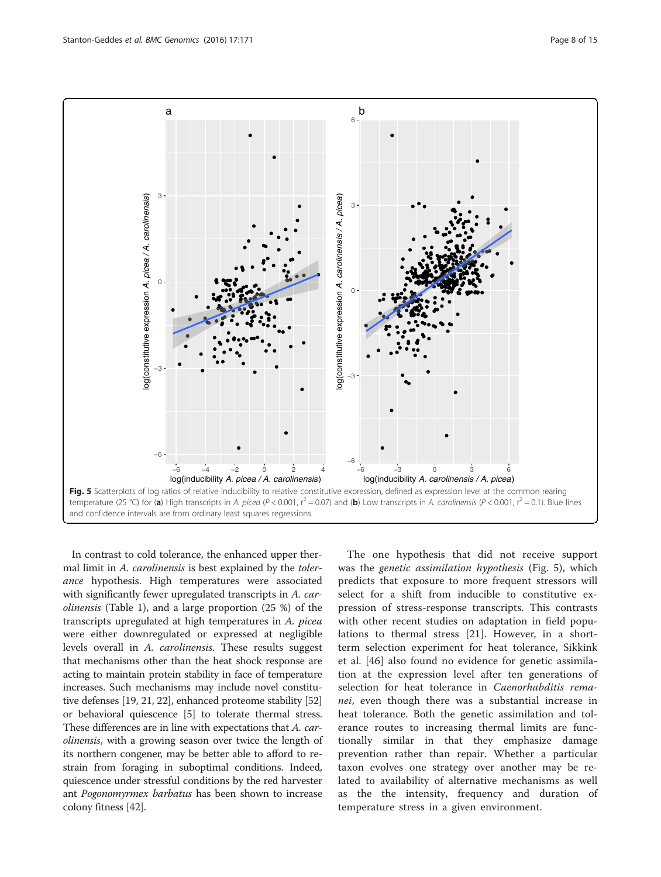**Fig. 5** Scatterplots of log ratios of relative inducibility to relative constitutive expression, defined as expression level at the common rearing temperature (25 °C) for (**a**) High transcripts in *A. picea* ($P < 0.001$, $r^2 = 0.07$) and (**b**) Low transcripts in *A. carolinensis* ($P < 0.001$, $r^2 = 0.1$). Blue lines and confidence intervals are from ordinary least squares regressions

In contrast to cold tolerance, the enhanced upper thermal limit in *A. carolinensis* is best explained by the *tolerance* hypothesis. High temperatures were associated with significantly fewer upregulated transcripts in *A. carolinensis* (Table 1), and a large proportion (25 %) of the transcripts upregulated at high temperatures in *A. picea* were either downregulated or expressed at negligible levels overall in *A. carolinensis*. These results suggest that mechanisms other than the heat shock response are acting to maintain protein stability in face of temperature increases. Such mechanisms may include novel constitutive defenses [19, 21, 22], enhanced proteome stability [52] or behavioral quiescence [5] to tolerate thermal stress. These differences are in line with expectations that *A. carolinensis*, with a growing season over twice the length of its northern congener, may be better able to afford to restrain from foraging in suboptimal conditions. Indeed, quiescence under stressful conditions by the red harvester ant *Pogonomyrmex barbatus* has been shown to increase colony fitness [42].

The one hypothesis that did not receive support was the *genetic assimilation hypothesis* (Fig. 5), which predicts that exposure to more frequent stressors will select for a shift from inducible to constitutive expression of stress-response transcripts. This contrasts with other recent studies on adaptation in field populations to thermal stress [21]. However, in a short-term selection experiment for heat tolerance, Sikkink et al. [46] also found no evidence for genetic assimilation at the expression level after ten generations of selection for heat tolerance in *Caenorhabditis remanei*, even though there was a substantial increase in heat tolerance. Both the genetic assimilation and tolerance routes to increasing thermal limits are functionally similar in that they emphasize damage prevention rather than repair. Whether a particular taxon evolves one strategy over another may be related to availability of alternative mechanisms as well as the the intensity, frequency and duration of temperature stress in a given environment.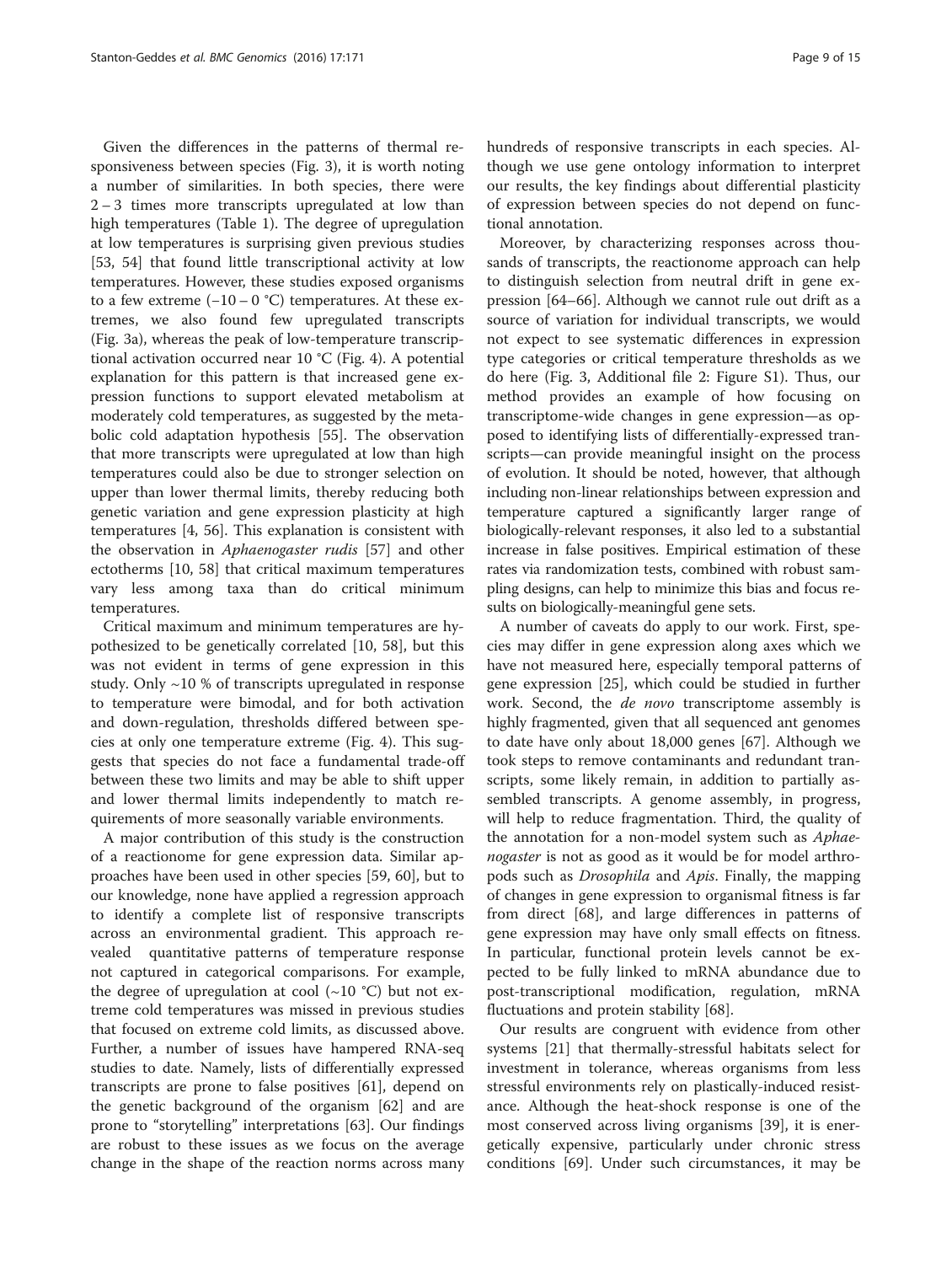Given the differences in the patterns of thermal responsiveness between species (Fig. 3), it is worth noting a number of similarities. In both species, there were 2 – 3 times more transcripts upregulated at low than high temperatures (Table 1). The degree of upregulation at low temperatures is surprising given previous studies [53, 54] that found little transcriptional activity at low temperatures. However, these studies exposed organisms to a few extreme (−10 – 0 °C) temperatures. At these extremes, we also found few upregulated transcripts (Fig. 3a), whereas the peak of low-temperature transcriptional activation occurred near 10 °C (Fig. 4). A potential explanation for this pattern is that increased gene expression functions to support elevated metabolism at moderately cold temperatures, as suggested by the metabolic cold adaptation hypothesis [55]. The observation that more transcripts were upregulated at low than high temperatures could also be due to stronger selection on upper than lower thermal limits, thereby reducing both genetic variation and gene expression plasticity at high temperatures [4, 56]. This explanation is consistent with the observation in *Aphaenogaster rudis* [57] and other ectotherms [10, 58] that critical maximum temperatures vary less among taxa than do critical minimum temperatures.

Critical maximum and minimum temperatures are hypothesized to be genetically correlated [10, 58], but this was not evident in terms of gene expression in this study. Only ~10 % of transcripts upregulated in response to temperature were bimodal, and for both activation and down-regulation, thresholds differed between species at only one temperature extreme (Fig. 4). This suggests that species do not face a fundamental trade-off between these two limits and may be able to shift upper and lower thermal limits independently to match requirements of more seasonally variable environments.

A major contribution of this study is the construction of a reactionome for gene expression data. Similar approaches have been used in other species [59, 60], but to our knowledge, none have applied a regression approach to identify a complete list of responsive transcripts across an environmental gradient. This approach revealed quantitative patterns of temperature response not captured in categorical comparisons. For example, the degree of upregulation at cool (~10 °C) but not extreme cold temperatures was missed in previous studies that focused on extreme cold limits, as discussed above. Further, a number of issues have hampered RNA-seq studies to date. Namely, lists of differentially expressed transcripts are prone to false positives [61], depend on the genetic background of the organism [62] and are prone to "storytelling" interpretations [63]. Our findings are robust to these issues as we focus on the average change in the shape of the reaction norms across many hundreds of responsive transcripts in each species. Although we use gene ontology information to interpret our results, the key findings about differential plasticity of expression between species do not depend on functional annotation.

Moreover, by characterizing responses across thousands of transcripts, the reactionome approach can help to distinguish selection from neutral drift in gene expression [64–66]. Although we cannot rule out drift as a source of variation for individual transcripts, we would not expect to see systematic differences in expression type categories or critical temperature thresholds as we do here (Fig. 3, Additional file 2: Figure S1). Thus, our method provides an example of how focusing on transcriptome-wide changes in gene expression—as opposed to identifying lists of differentially-expressed transcripts—can provide meaningful insight on the process of evolution. It should be noted, however, that although including non-linear relationships between expression and temperature captured a significantly larger range of biologically-relevant responses, it also led to a substantial increase in false positives. Empirical estimation of these rates via randomization tests, combined with robust sampling designs, can help to minimize this bias and focus results on biologically-meaningful gene sets.

A number of caveats do apply to our work. First, species may differ in gene expression along axes which we have not measured here, especially temporal patterns of gene expression [25], which could be studied in further work. Second, the *de novo* transcriptome assembly is highly fragmented, given that all sequenced ant genomes to date have only about 18,000 genes [67]. Although we took steps to remove contaminants and redundant transcripts, some likely remain, in addition to partially assembled transcripts. A genome assembly, in progress, will help to reduce fragmentation. Third, the quality of the annotation for a non-model system such as *Aphaenogaster* is not as good as it would be for model arthropods such as *Drosophila* and *Apis*. Finally, the mapping of changes in gene expression to organismal fitness is far from direct [68], and large differences in patterns of gene expression may have only small effects on fitness. In particular, functional protein levels cannot be expected to be fully linked to mRNA abundance due to post-transcriptional modification, regulation, mRNA fluctuations and protein stability [68].

Our results are congruent with evidence from other systems [21] that thermally-stressful habitats select for investment in tolerance, whereas organisms from less stressful environments rely on plastically-induced resistance. Although the heat-shock response is one of the most conserved across living organisms [39], it is energetically expensive, particularly under chronic stress conditions [69]. Under such circumstances, it may be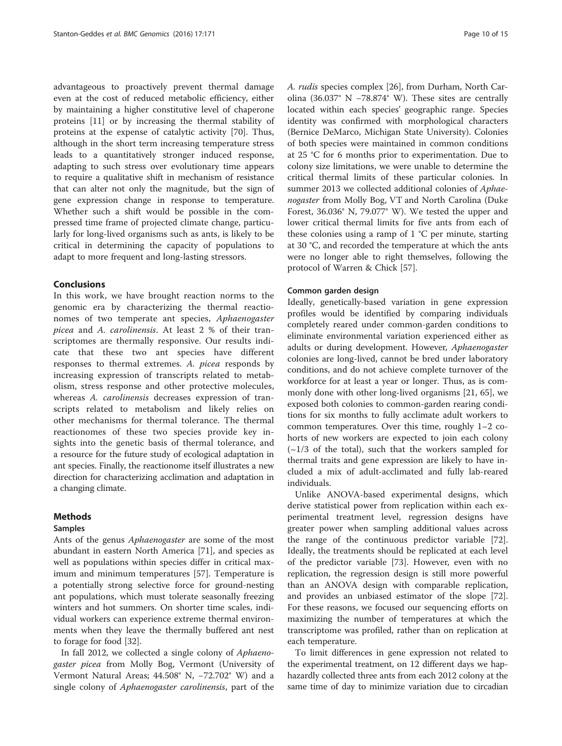advantageous to proactively prevent thermal damage even at the cost of reduced metabolic efficiency, either by maintaining a higher constitutive level of chaperone proteins [11] or by increasing the thermal stability of proteins at the expense of catalytic activity [70]. Thus, although in the short term increasing temperature stress leads to a quantitatively stronger induced response, adapting to such stress over evolutionary time appears to require a qualitative shift in mechanism of resistance that can alter not only the magnitude, but the sign of gene expression change in response to temperature. Whether such a shift would be possible in the compressed time frame of projected climate change, particularly for long-lived organisms such as ants, is likely to be critical in determining the capacity of populations to adapt to more frequent and long-lasting stressors.

## Conclusions

In this work, we have brought reaction norms to the genomic era by characterizing the thermal reactionomes of two temperate ant species, *Aphaenogaster picea* and *A. carolinensis*. At least 2 % of their transcriptomes are thermally responsive. Our results indicate that these two ant species have different responses to thermal extremes. *A. picea* responds by increasing expression of transcripts related to metabolism, stress response and other protective molecules, whereas *A. carolinensis* decreases expression of transcripts related to metabolism and likely relies on other mechanisms for thermal tolerance. The thermal reactionomes of these two species provide key insights into the genetic basis of thermal tolerance, and a resource for the future study of ecological adaptation in ant species. Finally, the reactionome itself illustrates a new direction for characterizing acclimation and adaptation in a changing climate.

## Methods

### Samples

Ants of the genus *Aphaenogaster* are some of the most abundant in eastern North America [71], and species as well as populations within species differ in critical maximum and minimum temperatures [57]. Temperature is a potentially strong selective force for ground-nesting ant populations, which must tolerate seasonally freezing winters and hot summers. On shorter time scales, individual workers can experience extreme thermal environments when they leave the thermally buffered ant nest to forage for food [32].

In fall 2012, we collected a single colony of *Aphaenogaster picea* from Molly Bog, Vermont (University of Vermont Natural Areas; 44.508° N, −72.702° W) and a single colony of *Aphaenogaster carolinensis*, part of the *A. rudis* species complex [26], from Durham, North Carolina (36.037° N −78.874° W). These sites are centrally located within each species' geographic range. Species identity was confirmed with morphological characters (Bernice DeMarco, Michigan State University). Colonies of both species were maintained in common conditions at 25 °C for 6 months prior to experimentation. Due to colony size limitations, we were unable to determine the critical thermal limits of these particular colonies. In summer 2013 we collected additional colonies of *Aphaenogaster* from Molly Bog, VT and North Carolina (Duke Forest, 36.036° N, 79.077° W). We tested the upper and lower critical thermal limits for five ants from each of these colonies using a ramp of 1 °C per minute, starting at 30 °C, and recorded the temperature at which the ants were no longer able to right themselves, following the protocol of Warren & Chick [57].

### Common garden design

Ideally, genetically-based variation in gene expression profiles would be identified by comparing individuals completely reared under common-garden conditions to eliminate environmental variation experienced either as adults or during development. However, *Aphaenogaster* colonies are long-lived, cannot be bred under laboratory conditions, and do not achieve complete turnover of the workforce for at least a year or longer. Thus, as is commonly done with other long-lived organisms [21, 65], we exposed both colonies to common-garden rearing conditions for six months to fully acclimate adult workers to common temperatures. Over this time, roughly 1–2 cohorts of new workers are expected to join each colony (~1/3 of the total), such that the workers sampled for thermal traits and gene expression are likely to have included a mix of adult-acclimated and fully lab-reared individuals.

Unlike ANOVA-based experimental designs, which derive statistical power from replication within each experimental treatment level, regression designs have greater power when sampling additional values across the range of the continuous predictor variable [72]. Ideally, the treatments should be replicated at each level of the predictor variable [73]. However, even with no replication, the regression design is still more powerful than an ANOVA design with comparable replication, and provides an unbiased estimator of the slope [72]. For these reasons, we focused our sequencing efforts on maximizing the number of temperatures at which the transcriptome was profiled, rather than on replication at each temperature.

To limit differences in gene expression not related to the experimental treatment, on 12 different days we haphazardly collected three ants from each 2012 colony at the same time of day to minimize variation due to circadian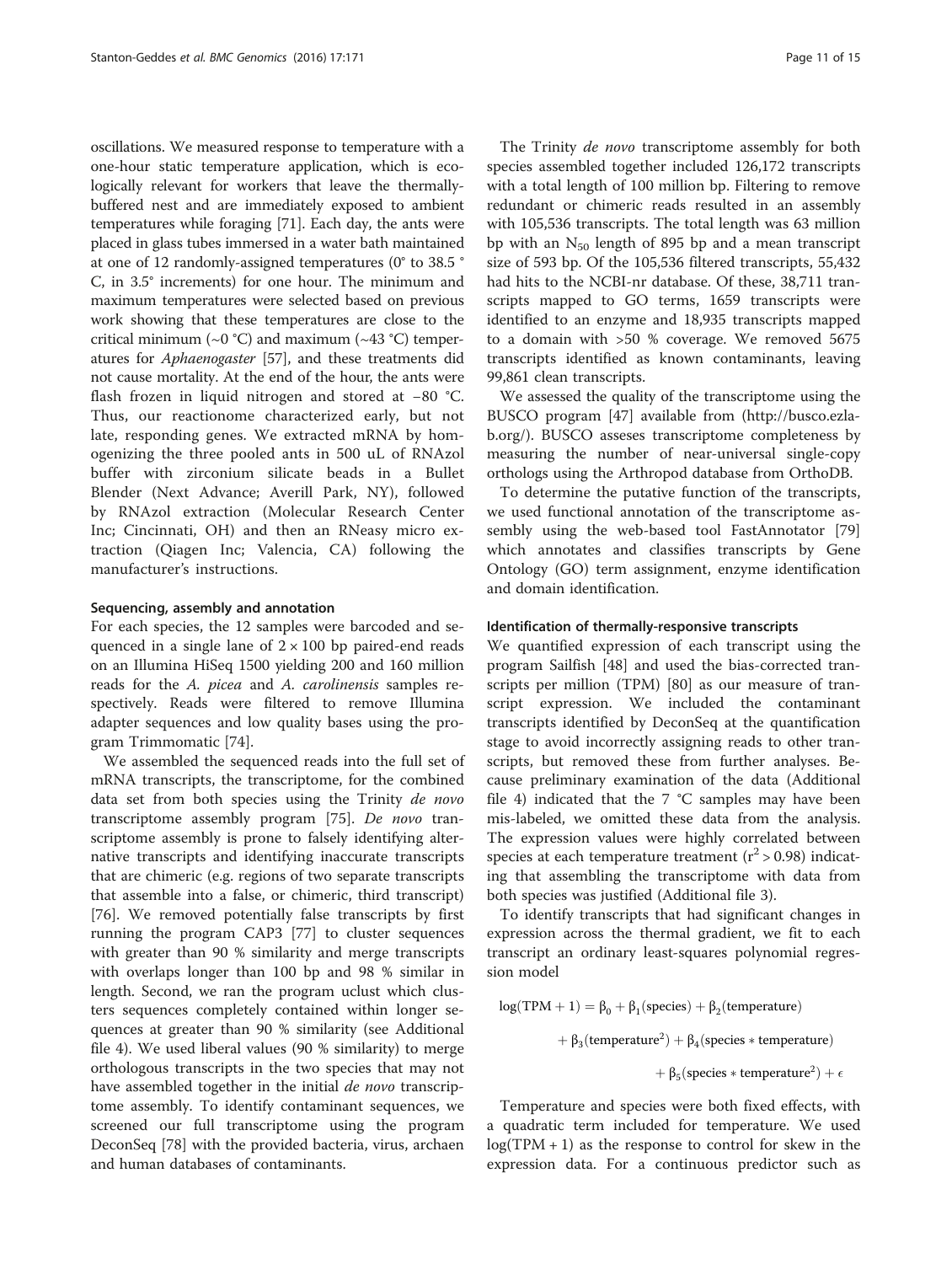oscillations. We measured response to temperature with a one-hour static temperature application, which is ecologically relevant for workers that leave the thermally-buffered nest and are immediately exposed to ambient temperatures while foraging [71]. Each day, the ants were placed in glass tubes immersed in a water bath maintained at one of 12 randomly-assigned temperatures (0° to 38.5 °C, in 3.5° increments) for one hour. The minimum and maximum temperatures were selected based on previous work showing that these temperatures are close to the critical minimum (~0 °C) and maximum (~43 °C) temperatures for *Aphaenogaster* [57], and these treatments did not cause mortality. At the end of the hour, the ants were flash frozen in liquid nitrogen and stored at −80 °C. Thus, our reactionome characterized early, but not late, responding genes. We extracted mRNA by homogenizing the three pooled ants in 500 uL of RNAzol buffer with zirconium silicate beads in a Bullet Blender (Next Advance; Averill Park, NY), followed by RNAzol extraction (Molecular Research Center Inc; Cincinnati, OH) and then an RNeasy micro extraction (Qiagen Inc; Valencia, CA) following the manufacturer's instructions.

#### Sequencing, assembly and annotation

For each species, the 12 samples were barcoded and sequenced in a single lane of 2 × 100 bp paired-end reads on an Illumina HiSeq 1500 yielding 200 and 160 million reads for the *A. picea* and *A. carolinensis* samples respectively. Reads were filtered to remove Illumina adapter sequences and low quality bases using the program Trimmomatic [74].

We assembled the sequenced reads into the full set of mRNA transcripts, the transcriptome, for the combined data set from both species using the Trinity *de novo* transcriptome assembly program [75]. *De novo* transcriptome assembly is prone to falsely identifying alternative transcripts and identifying inaccurate transcripts that are chimeric (e.g. regions of two separate transcripts that assemble into a false, or chimeric, third transcript) [76]. We removed potentially false transcripts by first running the program CAP3 [77] to cluster sequences with greater than 90 % similarity and merge transcripts with overlaps longer than 100 bp and 98 % similar in length. Second, we ran the program uclust which clusters sequences completely contained within longer sequences at greater than 90 % similarity (see Additional file 4). We used liberal values (90 % similarity) to merge orthologous transcripts in the two species that may not have assembled together in the initial *de novo* transcriptome assembly. To identify contaminant sequences, we screened our full transcriptome using the program DeconSeq [78] with the provided bacteria, virus, archaen and human databases of contaminants.

The Trinity *de novo* transcriptome assembly for both species assembled together included 126,172 transcripts with a total length of 100 million bp. Filtering to remove redundant or chimeric reads resulted in an assembly with 105,536 transcripts. The total length was 63 million bp with an $N_{50}$ length of 895 bp and a mean transcript size of 593 bp. Of the 105,536 filtered transcripts, 55,432 had hits to the NCBI-nr database. Of these, 38,711 transcripts mapped to GO terms, 1659 transcripts were identified to an enzyme and 18,935 transcripts mapped to a domain with >50 % coverage. We removed 5675 transcripts identified as known contaminants, leaving 99,861 clean transcripts.

We assessed the quality of the transcriptome using the BUSCO program [47] available from (http://busco.ezlab.org/). BUSCO asseses transcriptome completeness by measuring the number of near-universal single-copy orthologs using the Arthropod database from OrthoDB.

To determine the putative function of the transcripts, we used functional annotation of the transcriptome assembly using the web-based tool FastAnnotator [79] which annotates and classifies transcripts by Gene Ontology (GO) term assignment, enzyme identification and domain identification.

#### Identification of thermally-responsive transcripts

We quantified expression of each transcript using the program Sailfish [48] and used the bias-corrected transcripts per million (TPM) [80] as our measure of transcript expression. We included the contaminant transcripts identified by DeconSeq at the quantification stage to avoid incorrectly assigning reads to other transcripts, but removed these from further analyses. Because preliminary examination of the data (Additional file 4) indicated that the 7 °C samples may have been mis-labeled, we omitted these data from the analysis. The expression values were highly correlated between species at each temperature treatment ($r^2 > 0.98$) indicating that assembling the transcriptome with data from both species was justified (Additional file 3).

To identify transcripts that had significant changes in expression across the thermal gradient, we fit to each transcript an ordinary least-squares polynomial regression model

$$\log(\text{TPM}+1) = \beta_0 + \beta_1(\text{species}) + \beta_2(\text{temperature}) + \beta_3(\text{temperature}^2) + \beta_4(\text{species} * \text{temperature}) + \beta_5(\text{species} * \text{temperature}^2) + \epsilon$$

Temperature and species were both fixed effects, with a quadratic term included for temperature. We used $\log(\text{TPM}+1)$ as the response to control for skew in the expression data. For a continuous predictor such as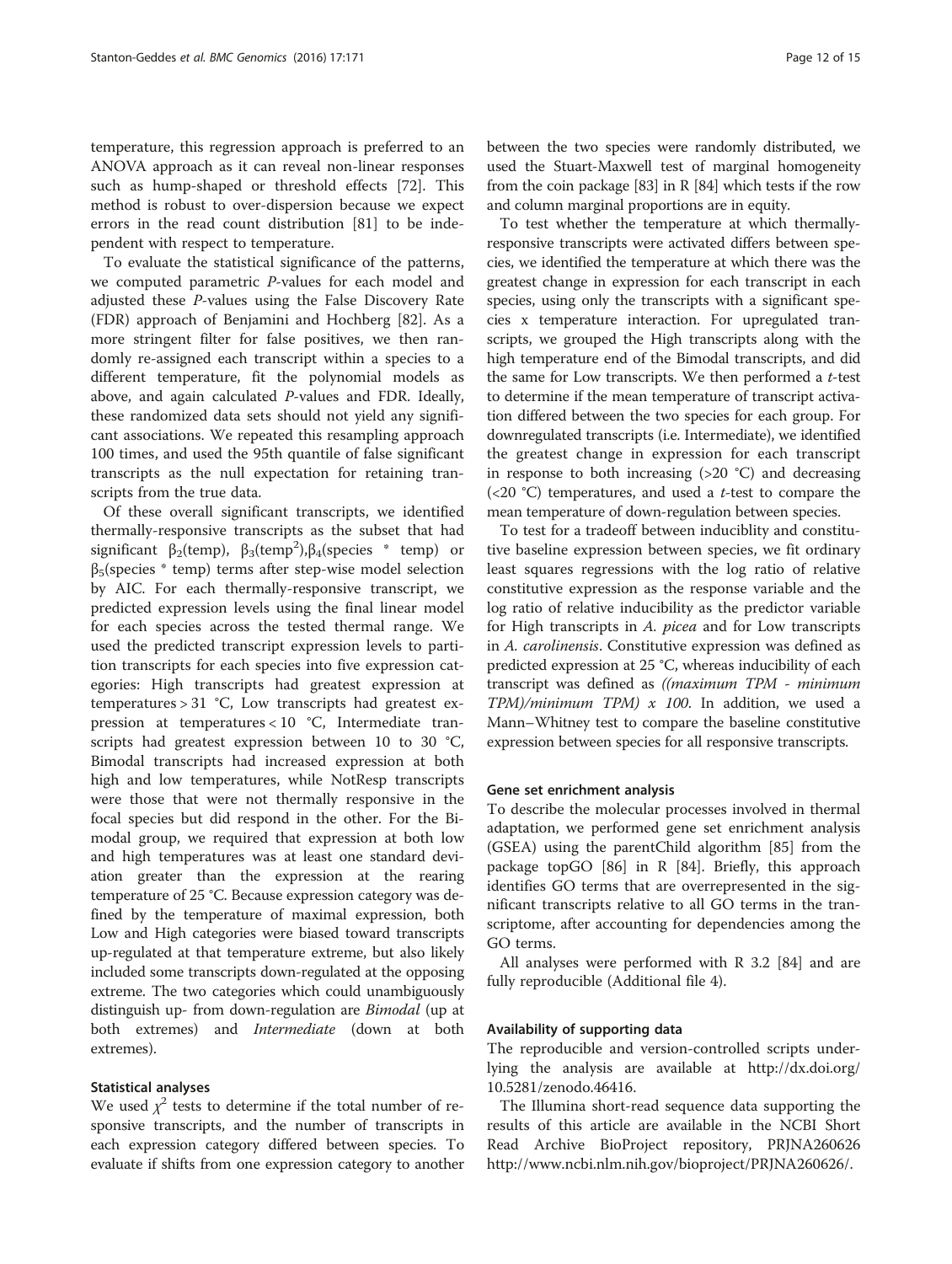temperature, this regression approach is preferred to an ANOVA approach as it can reveal non-linear responses such as hump-shaped or threshold effects [72]. This method is robust to over-dispersion because we expect errors in the read count distribution [81] to be independent with respect to temperature.

To evaluate the statistical significance of the patterns, we computed parametric *P*-values for each model and adjusted these *P*-values using the False Discovery Rate (FDR) approach of Benjamini and Hochberg [82]. As a more stringent filter for false positives, we then randomly re-assigned each transcript within a species to a different temperature, fit the polynomial models as above, and again calculated *P*-values and FDR. Ideally, these randomized data sets should not yield any significant associations. We repeated this resampling approach 100 times, and used the 95th quantile of false significant transcripts as the null expectation for retaining transcripts from the true data.

Of these overall significant transcripts, we identified thermally-responsive transcripts as the subset that had significant $\beta_2$(temp), $\beta_3$(temp$^2$),$\beta_4$(species * temp) or $\beta_5$(species * temp) terms after step-wise model selection by AIC. For each thermally-responsive transcript, we predicted expression levels using the final linear model for each species across the tested thermal range. We used the predicted transcript expression levels to partition transcripts for each species into five expression categories: High transcripts had greatest expression at temperatures > 31 °C, Low transcripts had greatest expression at temperatures < 10 °C, Intermediate transcripts had greatest expression between 10 to 30 °C, Bimodal transcripts had increased expression at both high and low temperatures, while NotResp transcripts were those that were not thermally responsive in the focal species but did respond in the other. For the Bimodal group, we required that expression at both low and high temperatures was at least one standard deviation greater than the expression at the rearing temperature of 25 °C. Because expression category was defined by the temperature of maximal expression, both Low and High categories were biased toward transcripts up-regulated at that temperature extreme, but also likely included some transcripts down-regulated at the opposing extreme. The two categories which could unambiguously distinguish up- from down-regulation are *Bimodal* (up at both extremes) and *Intermediate* (down at both extremes).

#### Statistical analyses

We used $\chi^2$ tests to determine if the total number of responsive transcripts, and the number of transcripts in each expression category differed between species. To evaluate if shifts from one expression category to another between the two species were randomly distributed, we used the Stuart-Maxwell test of marginal homogeneity from the coin package [83] in R [84] which tests if the row and column marginal proportions are in equity.

To test whether the temperature at which thermally-responsive transcripts were activated differs between species, we identified the temperature at which there was the greatest change in expression for each transcript in each species, using only the transcripts with a significant species x temperature interaction. For upregulated transcripts, we grouped the High transcripts along with the high temperature end of the Bimodal transcripts, and did the same for Low transcripts. We then performed a *t*-test to determine if the mean temperature of transcript activation differed between the two species for each group. For downregulated transcripts (i.e. Intermediate), we identified the greatest change in expression for each transcript in response to both increasing (>20 °C) and decreasing (<20 °C) temperatures, and used a *t*-test to compare the mean temperature of down-regulation between species.

To test for a tradeoff between inducibility and constitutive baseline expression between species, we fit ordinary least squares regressions with the log ratio of relative constitutive expression as the response variable and the log ratio of relative inducibility as the predictor variable for High transcripts in *A. picea* and for Low transcripts in *A. carolinensis*. Constitutive expression was defined as predicted expression at 25 °C, whereas inducibility of each transcript was defined as *((maximum TPM - minimum TPM)/minimum TPM) x 100*. In addition, we used a Mann–Whitney test to compare the baseline constitutive expression between species for all responsive transcripts.

#### Gene set enrichment analysis

To describe the molecular processes involved in thermal adaptation, we performed gene set enrichment analysis (GSEA) using the parentChild algorithm [85] from the package topGO [86] in R [84]. Briefly, this approach identifies GO terms that are overrepresented in the significant transcripts relative to all GO terms in the transcriptome, after accounting for dependencies among the GO terms.

All analyses were performed with R 3.2 [84] and are fully reproducible (Additional file 4).

### Availability of supporting data

The reproducible and version-controlled scripts underlying the analysis are available at http://dx.doi.org/10.5281/zenodo.46416.

The Illumina short-read sequence data supporting the results of this article are available in the NCBI Short Read Archive BioProject repository, PRJNA260626 http://www.ncbi.nlm.nih.gov/bioproject/PRJNA260626/.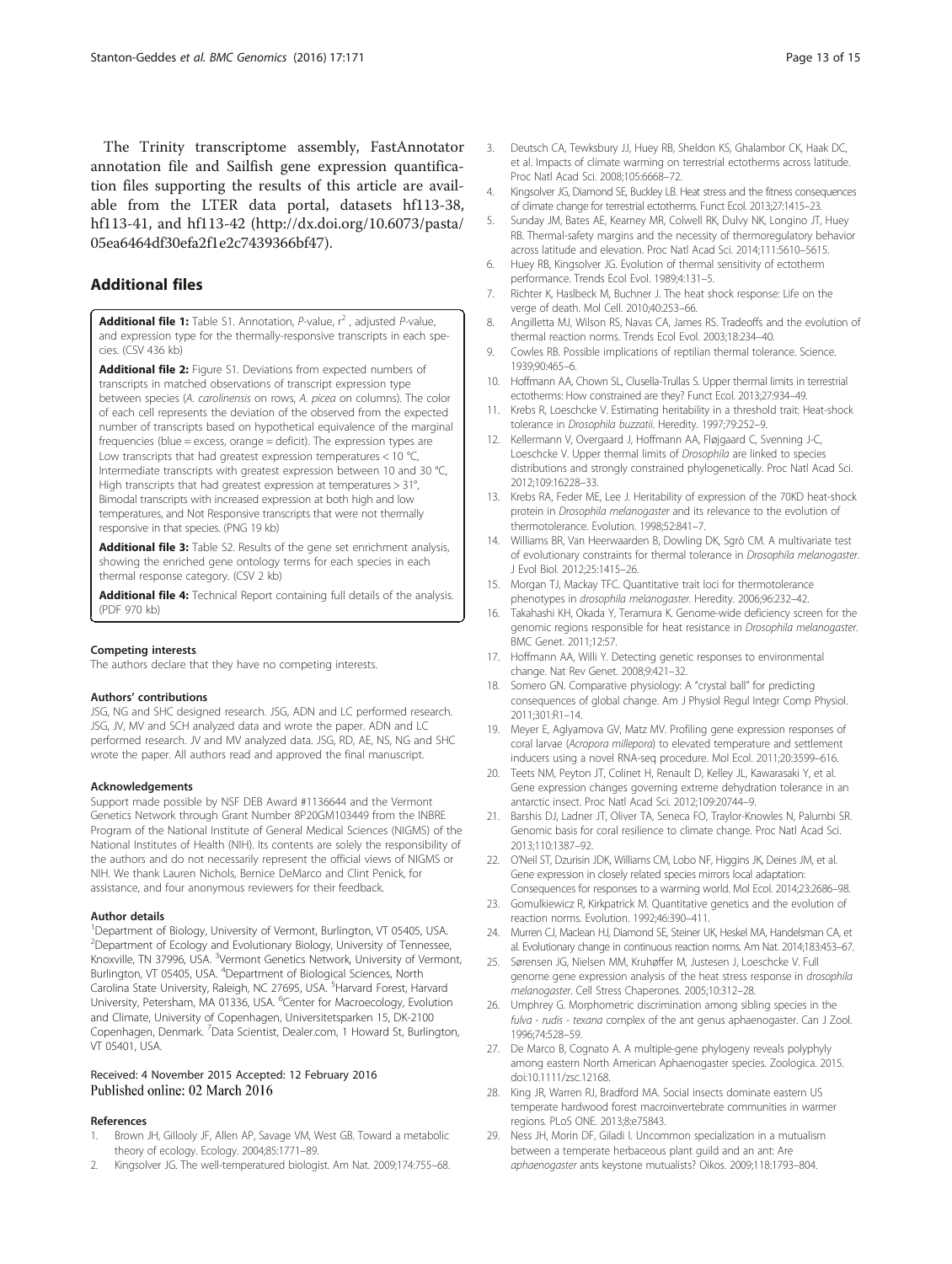The Trinity transcriptome assembly, FastAnnotator annotation file and Sailfish gene expression quantification files supporting the results of this article are available from the LTER data portal, datasets hf113-38, hf113-41, and hf113-42 (http://dx.doi.org/10.6073/pasta/05ea6464df30efa2f1e2c7439366bf47).

## Additional files

**Additional file 1:** Table S1. Annotation, *P*-value, $r^2$, adjusted *P*-value, and expression type for the thermally-responsive transcripts in each species. (CSV 436 kb)

**Additional file 2:** Figure S1. Deviations from expected numbers of transcripts in matched observations of transcript expression type between species (*A. carolinensis* on rows, *A. picea* on columns). The color of each cell represents the deviation of the observed from the expected number of transcripts based on hypothetical equivalence of the marginal frequencies (blue = excess, orange = deficit). The expression types are Low transcripts that had greatest expression temperatures < 10 °C, Intermediate transcripts with greatest expression between 10 and 30 °C, High transcripts that had greatest expression at temperatures > 31°, Bimodal transcripts with increased expression at both high and low temperatures, and Not Responsive transcripts that were not thermally responsive in that species. (PNG 19 kb)

**Additional file 3:** Table S2. Results of the gene set enrichment analysis, showing the enriched gene ontology terms for each species in each thermal response category. (CSV 2 kb)

**Additional file 4:** Technical Report containing full details of the analysis. (PDF 970 kb)

#### Competing interests

The authors declare that they have no competing interests.

#### Authors' contributions

JSG, NG and SHC designed research. JSG, ADN and LC performed research. JSG, JV, MV and SCH analyzed data and wrote the paper. ADN and LC performed research. JV and MV analyzed data. JSG, RD, AE, NS, NG and SHC wrote the paper. All authors read and approved the final manuscript.

#### Acknowledgements

Support made possible by NSF DEB Award #1136644 and the Vermont Genetics Network through Grant Number 8P20GM103449 from the INBRE Program of the National Institute of General Medical Sciences (NIGMS) of the National Institutes of Health (NIH). Its contents are solely the responsibility of the authors and do not necessarily represent the official views of NIGMS or NIH. We thank Lauren Nichols, Bernice DeMarco and Clint Penick, for assistance, and four anonymous reviewers for their feedback.

#### Author details

[1]Department of Biology, University of Vermont, Burlington, VT 05405, USA. [2]Department of Ecology and Evolutionary Biology, University of Tennessee, Knoxville, TN 37996, USA. [3]Vermont Genetics Network, University of Vermont, Burlington, VT 05405, USA. [4]Department of Biological Sciences, North Carolina State University, Raleigh, NC 27695, USA. [5]Harvard Forest, Harvard University, Petersham, MA 01336, USA. [6]Center for Macroecology, Evolution and Climate, University of Copenhagen, Universitetsparken 15, DK-2100 Copenhagen, Denmark. [7]Data Scientist, Dealer.com, 1 Howard St, Burlington, VT 05401, USA.

Received: 4 November 2015 Accepted: 12 February 2016
Published online: 02 March 2016

#### References

1. Brown JH, Gillooly JF, Allen AP, Savage VM, West GB. Toward a metabolic theory of ecology. Ecology. 2004;85:1771–89.
2. Kingsolver JG. The well-temperatured biologist. Am Nat. 2009;174:755–68.
3. Deutsch CA, Tewksbury JJ, Huey RB, Sheldon KS, Ghalambor CK, Haak DC, et al. Impacts of climate warming on terrestrial ectotherms across latitude. Proc Natl Acad Sci. 2008;105:6668–72.
4. Kingsolver JG, Diamond SE, Buckley LB. Heat stress and the fitness consequences of climate change for terrestrial ectotherms. Funct Ecol. 2013;27:1415–23.
5. Sunday JM, Bates AE, Kearney MR, Colwell RK, Dulvy NK, Longino JT, Huey RB. Thermal-safety margins and the necessity of thermoregulatory behavior across latitude and elevation. Proc Natl Acad Sci. 2014;111:5610–5615.
6. Huey RB, Kingsolver JG. Evolution of thermal sensitivity of ectotherm performance. Trends Ecol Evol. 1989;4:131–5.
7. Richter K, Haslbeck M, Buchner J. The heat shock response: Life on the verge of death. Mol Cell. 2010;40:253–66.
8. Angilletta MJ, Wilson RS, Navas CA, James RS. Tradeoffs and the evolution of thermal reaction norms. Trends Ecol Evol. 2003;18:234–40.
9. Cowles RB. Possible implications of reptilian thermal tolerance. Science. 1939;90:465–6.
10. Hoffmann AA, Chown SL, Clusella-Trullas S. Upper thermal limits in terrestrial ectotherms: How constrained are they? Funct Ecol. 2013;27:934–49.
11. Krebs R, Loeschcke V. Estimating heritability in a threshold trait: Heat-shock tolerance in *Drosophila buzzatii*. Heredity. 1997;79:252–9.
12. Kellermann V, Overgaard J, Hoffmann AA, Fløjgaard C, Svenning J-C, Loeschcke V. Upper thermal limits of *Drosophila* are linked to species distributions and strongly constrained phylogenetically. Proc Natl Acad Sci. 2012;109:16228–33.
13. Krebs RA, Feder ME, Lee J. Heritability of expression of the 70KD heat-shock protein in *Drosophila melanogaster* and its relevance to the evolution of thermotolerance. Evolution. 1998;52:841–7.
14. Williams BR, Van Heerwaarden B, Dowling DK, Sgrò CM. A multivariate test of evolutionary constraints for thermal tolerance in *Drosophila melanogaster*. J Evol Biol. 2012;25:1415–26.
15. Morgan TJ, Mackay TFC. Quantitative trait loci for thermotolerance phenotypes in *drosophila melanogaster*. Heredity. 2006;96:232–42.
16. Takahashi KH, Okada Y, Teramura K. Genome-wide deficiency screen for the genomic regions responsible for heat resistance in *Drosophila melanogaster*. BMC Genet. 2011;12:57.
17. Hoffmann AA, Willi Y. Detecting genetic responses to environmental change. Nat Rev Genet. 2008;9:421–32.
18. Somero GN. Comparative physiology: A "crystal ball" for predicting consequences of global change. Am J Physiol Regul Integr Comp Physiol. 2011;301:R1–14.
19. Meyer E, Aglyamova GV, Matz MV. Profiling gene expression responses of coral larvae (*Acropora millepora*) to elevated temperature and settlement inducers using a novel RNA-seq procedure. Mol Ecol. 2011;20:3599–616.
20. Teets NM, Peyton JT, Colinet H, Renault D, Kelley JL, Kawarasaki Y, et al. Gene expression changes governing extreme dehydration tolerance in an antarctic insect. Proc Natl Acad Sci. 2012;109:20744–9.
21. Barshis DJ, Ladner JT, Oliver TA, Seneca FO, Traylor-Knowles N, Palumbi SR. Genomic basis for coral resilience to climate change. Proc Natl Acad Sci. 2013;110:1387–92.
22. O'Neil ST, Dzurisin JDK, Williams CM, Lobo NF, Higgins JK, Deines JM, et al. Gene expression in closely related species mirrors local adaptation: Consequences for responses to a warming world. Mol Ecol. 2014;23:2686–98.
23. Gomulkiewicz R, Kirkpatrick M. Quantitative genetics and the evolution of reaction norms. Evolution. 1992;46:390–411.
24. Murren CJ, Maclean HJ, Diamond SE, Steiner UK, Heskel MA, Handelsman CA, et al. Evolutionary change in continuous reaction norms. Am Nat. 2014;183:453–67.
25. Sørensen JG, Nielsen MM, Kruhøffer M, Justesen J, Loeschcke V. Full genome gene expression analysis of the heat stress response in *drosophila melanogaster*. Cell Stress Chaperones. 2005;10:312–28.
26. Umphrey G. Morphometric discrimination among sibling species in the *fulva - rudis - texana* complex of the ant genus aphaenogaster. Can J Zool. 1996;74:528–59.
27. De Marco B, Cognato A. A multiple-gene phylogeny reveals polyphyly among eastern North American Aphaenogaster species. Zoologica. 2015. doi:10.1111/zsc.12168.
28. King JR, Warren RJ, Bradford MA. Social insects dominate eastern US temperate hardwood forest macroinvertebrate communities in warmer regions. PLoS ONE. 2013;8:e75843.
29. Ness JH, Morin DF, Giladi I. Uncommon specialization in a mutualism between a temperate herbaceous plant guild and an ant: Are *aphaenogaster* ants keystone mutualists? Oikos. 2009;118:1793–804.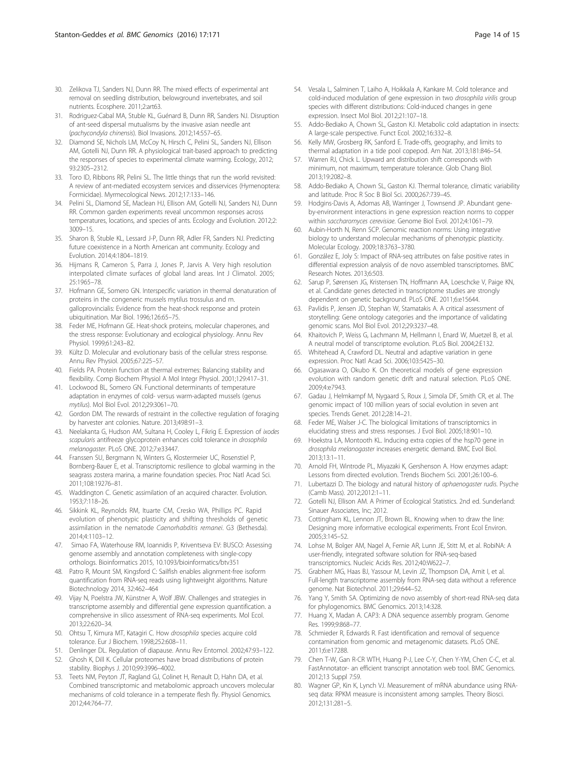30. Zelikova TJ, Sanders NJ, Dunn RR. The mixed effects of experimental ant removal on seedling distribution, belowground invertebrates, and soil nutrients. Ecosphere. 2011;2:art63.
31. Rodriguez-Cabal MA, Stuble KL, Guénard B, Dunn RR, Sanders NJ. Disruption of ant-seed dispersal mutualisms by the invasive asian needle ant (*pachycondyla chinensis*). Biol Invasions. 2012;14:557–65.
32. Diamond SE, Nichols LM, McCoy N, Hirsch C, Pelini SL, Sanders NJ, Ellison AM, Gotelli NJ, Dunn RR. A physiological trait-based approach to predicting the responses of species to experimental climate warming. Ecology, 2012; 93:2305–2312.
33. Toro ID, Ribbons RR, Pelini SL. The little things that run the world revisited: A review of ant-mediated ecosystem services and disservices (Hymenoptera: Formicidae). Myrmecological News. 2012;17:133–146.
34. Pelini SL, Diamond SE, Maclean HJ, Ellison AM, Gotelli NJ, Sanders NJ, Dunn RR. Common garden experiments reveal uncommon responses across temperatures, locations, and species of ants. Ecology and Evolution. 2012;2: 3009–15.
35. Sharon B, Stuble KL, Lessard J-P, Dunn RR, Adler FR, Sanders NJ. Predicting future coexistence in a North American ant community. Ecology and Evolution. 2014;4:1804–1819.
36. Hijmans R, Cameron S, Parra J, Jones P, Jarvis A. Very high resolution interpolated climate surfaces of global land areas. Int J Climatol. 2005; 25:1965–78.
37. Hofmann GE, Somero GN. Interspecific variation in thermal denaturation of proteins in the congeneric mussels mytilus trossulus and m. galloprovincialis: Evidence from the heat-shock response and protein ubiquitination. Mar Biol. 1996;126:65–75.
38. Feder ME, Hofmann GE. Heat-shock proteins, molecular chaperones, and the stress response: Evolutionary and ecological physiology. Annu Rev Physiol. 1999;61:243–82.
39. Kültz D. Molecular and evolutionary basis of the cellular stress response. Annu Rev Physiol. 2005;67:225–57.
40. Fields PA. Protein function at thermal extremes: Balancing stability and flexibility. Comp Biochem Physiol A Mol Integr Physiol. 2001;129:417–31.
41. Lockwood BL, Somero GN. Functional determinants of temperature adaptation in enzymes of cold- versus warm-adapted mussels (genus *mytilus*). Mol Biol Evol. 2012;29:3061–70.
42. Gordon DM. The rewards of restraint in the collective regulation of foraging by harvester ant colonies. Nature. 2013;498:91–3.
43. Neelakanta G, Hudson AM, Sultana H, Cooley L, Fikrig E. Expression of *ixodes scapularis* antifreeze glycoprotein enhances cold tolerance in *drosophila melanogaster*. PLoS ONE. 2012;7:e33447.
44. Franssen SU, Bergmann N, Winters G, Klostermeier UC, Rosenstiel P, Bornberg-Bauer E, et al. Transcriptomic resilience to global warming in the seagrass zostera marina, a marine foundation species. Proc Natl Acad Sci. 2011;108:19276–81.
45. Waddington C. Genetic assimilation of an acquired character. Evolution. 1953;7:118–26.
46. Sikkink KL, Reynolds RM, Ituarte CM, Cresko WA, Phillips PC. Rapid evolution of phenotypic plasticity and shifting thresholds of genetic assimilation in the nematode *Caenorhabditis remanei*. G3 (Bethesda). 2014;4:1103–12.
47. Simao FA, Waterhouse RM, Ioannidis P, Kriventseva EV: BUSCO: Assessing genome assembly and annotation completeness with single-copy orthologs. Bioinformatics 2015, 10.1093/bioinformatics/btv351
48. Patro R, Mount SM, Kingsford C: Sailfish enables alignment-free isoform quantification from RNA-seq reads using lightweight algorithms. Nature Biotechnology 2014, 32:462–464
49. Vijay N, Poelstra JW, Künstner A, Wolf JBW. Challenges and strategies in transcriptome assembly and differential gene expression quantification. a comprehensive in silico assessment of RNA-seq experiments. Mol Ecol. 2013;22:620–34.
50. Ohtsu T, Kimura MT, Katagiri C. How *drosophila* species acquire cold tolerance. Eur J Biochem. 1998;252:608–11.
51. Denlinger DL. Regulation of diapause. Annu Rev Entomol. 2002;47:93–122.
52. Ghosh K, Dill K. Cellular proteomes have broad distributions of protein stability. Biophys J. 2010;99:3996–4002.
53. Teets NM, Peyton JT, Ragland GJ, Colinet H, Renault D, Hahn DA, et al. Combined transcriptomic and metabolomic approach uncovers molecular mechanisms of cold tolerance in a temperate flesh fly. Physiol Genomics. 2012;44:764–77.
54. Vesala L, Salminen T, Laiho A, Hoikkala A, Kankare M. Cold tolerance and cold-induced modulation of gene expression in two *drosophila virilis* group species with different distributions: Cold-induced changes in gene expression. Insect Mol Biol. 2012;21:107–18.
55. Addo-Bediako A, Chown SL, Gaston KJ. Metabolic cold adaptation in insects: A large-scale perspective. Funct Ecol. 2002;16:332–8.
56. Kelly MW, Grosberg RK, Sanford E. Trade-offs, geography, and limits to thermal adaptation in a tide pool copepod. Am Nat. 2013;181:846–54.
57. Warren RJ, Chick L. Upward ant distribution shift corresponds with minimum, not maximum, temperature tolerance. Glob Chang Biol. 2013;19:2082–8.
58. Addo-Bediako A, Chown SL, Gaston KJ. Thermal tolerance, climatic variability and latitude. Proc R Soc B Biol Sci. 2000;267:739–45.
59. Hodgins-Davis A, Adomas AB, Warringer J, Townsend JP. Abundant gene-by-environment interactions in gene expression reaction norms to copper within *saccharomyces cerevisiae*. Genome Biol Evol. 2012;4:1061–79.
60. Aubin-Horth N, Renn SCP. Genomic reaction norms: Using integrative biology to understand molecular mechanisms of phenotypic plasticity. Molecular Ecology. 2009;18:3763–3780.
61. González E, Joly S: Impact of RNA-seq attributes on false positive rates in differential expression analysis of de novo assembled transcriptomes. BMC Research Notes. 2013;6:503.
62. Sarup P, Sørensen JG, Kristensen TN, Hoffmann AA, Loeschcke V, Paige KN, et al. Candidate genes detected in transcriptome studies are strongly dependent on genetic background. PLoS ONE. 2011;6:e15644.
63. Pavlidis P, Jensen JD, Stephan W, Stamatakis A. A critical assessment of storytelling: Gene ontology categories and the importance of validating genomic scans. Mol Biol Evol. 2012;29:3237–48.
64. Khaitovich P, Weiss G, Lachmann M, Hellmann I, Enard W, Muetzel B, et al. A neutral model of transcriptome evolution. PLoS Biol. 2004;2:E132.
65. Whitehead A, Crawford DL. Neutral and adaptive variation in gene expression. Proc Natl Acad Sci. 2006;103:5425–30.
66. Ogasawara O, Okubo K. On theoretical models of gene expression evolution with random genetic drift and natural selection. PLoS ONE. 2009;4:e7943.
67. Gadau J, Helmkampf M, Nygaard S, Roux J, Simola DF, Smith CR, et al. The genomic impact of 100 million years of social evolution in seven ant species. Trends Genet. 2012;28:14–21.
68. Feder ME, Walser J-C. The biological limitations of transcriptomics in elucidating stress and stress responses. J Evol Biol. 2005;18:901–10.
69. Hoekstra LA, Montooth KL. Inducing extra copies of the hsp70 gene in *drosophila melanogaster* increases energetic demand. BMC Evol Biol. 2013;13:1–11.
70. Arnold FH, Wintrode PL, Miyazaki K, Gershenson A. How enzymes adapt: Lessons from directed evolution. Trends Biochem Sci. 2001;26:100–6.
71. Lubertazzi D. The biology and natural history of *aphaenogaster rudis*. Psyche (Camb Mass). 2012;2012:1–11.
72. Gotelli NJ, Ellison AM. A Primer of Ecological Statistics. 2nd ed. Sunderland: Sinauer Associates, Inc; 2012.
73. Cottingham KL, Lennon JT, Brown BL. Knowing when to draw the line: Designing more informative ecological experiments. Front Ecol Environ. 2005;3:145–52.
74. Lohse M, Bolger AM, Nagel A, Fernie AR, Lunn JE, Stitt M, et al. RobiNA: A user-friendly, integrated software solution for RNA-seq-based transcriptomics. Nucleic Acids Res. 2012;40:W622–7.
75. Grabherr MG, Haas BJ, Yassour M, Levin JZ, Thompson DA, Amit I, et al. Full-length transcriptome assembly from RNA-seq data without a reference genome. Nat Biotechnol. 2011;29:644–52.
76. Yang Y, Smith SA. Optimizing de novo assembly of short-read RNA-seq data for phylogenomics. BMC Genomics. 2013;14:328.
77. Huang X, Madan A. CAP3: A DNA sequence assembly program. Genome Res. 1999;9:868–77.
78. Schmieder R, Edwards R. Fast identification and removal of sequence contamination from genomic and metagenomic datasets. PLoS ONE. 2011;6:e17288.
79. Chen T-W, Gan R-CR WTH, Huang P-J, Lee C-Y, Chen Y-YM, Chen C-C, et al. FastAnnotator- an efficient transcript annotation web tool. BMC Genomics. 2012;13 Suppl 7:S9.
80. Wagner GP, Kin K, Lynch VJ. Measurement of mRNA abundance using RNA-seq data: RPKM measure is inconsistent among samples. Theory Biosci. 2012;131:281–5.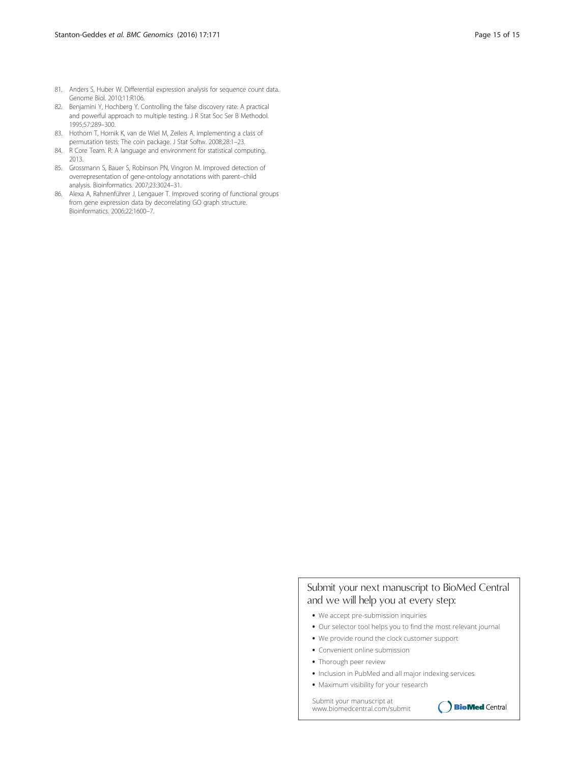81. Anders S, Huber W. Differential expression analysis for sequence count data. Genome Biol. 2010;11:R106.
82. Benjamini Y, Hochberg Y. Controlling the false discovery rate: A practical and powerful approach to multiple testing. J R Stat Soc Ser B Methodol. 1995;57:289–300.
83. Hothorn T, Hornik K, van de Wiel M, Zeileis A. Implementing a class of permutation tests: The coin package. J Stat Softw. 2008;28:1–23.
84. R Core Team. R: A language and environment for statistical computing. 2013.
85. Grossmann S, Bauer S, Robinson PN, Vingron M. Improved detection of overrepresentation of gene-ontology annotations with parent–child analysis. Bioinformatics. 2007;23:3024–31.
86. Alexa A, Rahnenführer J, Lengauer T. Improved scoring of functional groups from gene expression data by decorrelating GO graph structure. Bioinformatics. 2006;22:1600–7.

Submit your next manuscript to BioMed Central and we will help you at every step:

- We accept pre-submission inquiries
- Our selector tool helps you to find the most relevant journal
- We provide round the clock customer support
- Convenient online submission
- Thorough peer review
- Inclusion in PubMed and all major indexing services
- Maximum visibility for your research

Submit your manuscript at
www.biomedcentral.com/submit

BioMed Central